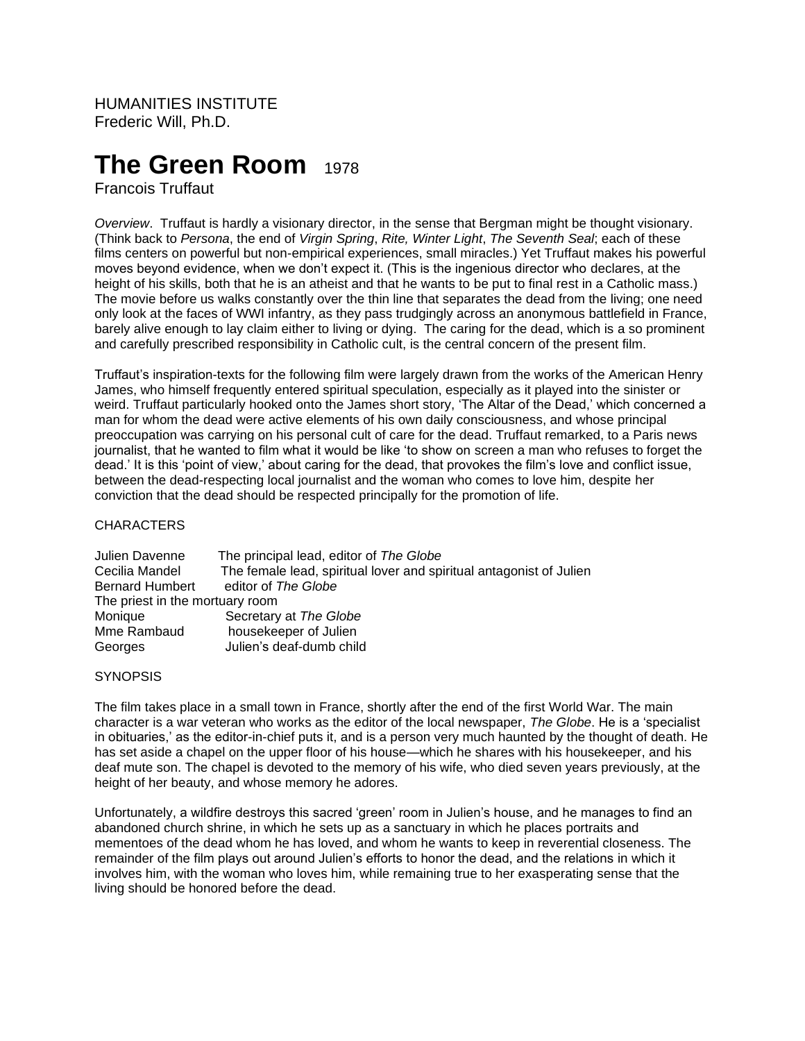HUMANITIES INSTITUTE
Frederic Will, Ph.D.

# The Green Room 1978

Francois Truffaut

*Overview*. Truffaut is hardly a visionary director, in the sense that Bergman might be thought visionary. (Think back to *Persona*, the end of *Virgin Spring*, *Rite, Winter Light*, *The Seventh Seal*; each of these films centers on powerful but non-empirical experiences, small miracles.) Yet Truffaut makes his powerful moves beyond evidence, when we don't expect it. (This is the ingenious director who declares, at the height of his skills, both that he is an atheist and that he wants to be put to final rest in a Catholic mass.) The movie before us walks constantly over the thin line that separates the dead from the living; one need only look at the faces of WWI infantry, as they pass trudgingly across an anonymous battlefield in France, barely alive enough to lay claim either to living or dying. The caring for the dead, which is a so prominent and carefully prescribed responsibility in Catholic cult, is the central concern of the present film.

Truffaut's inspiration-texts for the following film were largely drawn from the works of the American Henry James, who himself frequently entered spiritual speculation, especially as it played into the sinister or weird. Truffaut particularly hooked onto the James short story, 'The Altar of the Dead,' which concerned a man for whom the dead were active elements of his own daily consciousness, and whose principal preoccupation was carrying on his personal cult of care for the dead. Truffaut remarked, to a Paris news journalist, that he wanted to film what it would be like 'to show on screen a man who refuses to forget the dead.' It is this 'point of view,' about caring for the dead, that provokes the film's love and conflict issue, between the dead-respecting local journalist and the woman who comes to love him, despite her conviction that the dead should be respected principally for the promotion of life.

CHARACTERS

Julien Davenne — The principal lead, editor of *The Globe*
Cecilia Mandel — The female lead, spiritual lover and spiritual antagonist of Julien
Bernard Humbert — editor of *The Globe*
The priest in the mortuary room
Monique — Secretary at *The Globe*
Mme Rambaud — housekeeper of Julien
Georges — Julien's deaf-dumb child

SYNOPSIS

The film takes place in a small town in France, shortly after the end of the first World War. The main character is a war veteran who works as the editor of the local newspaper, *The Globe*. He is a 'specialist in obituaries,' as the editor-in-chief puts it, and is a person very much haunted by the thought of death. He has set aside a chapel on the upper floor of his house—which he shares with his housekeeper, and his deaf mute son. The chapel is devoted to the memory of his wife, who died seven years previously, at the height of her beauty, and whose memory he adores.

Unfortunately, a wildfire destroys this sacred 'green' room in Julien's house, and he manages to find an abandoned church shrine, in which he sets up as a sanctuary in which he places portraits and mementoes of the dead whom he has loved, and whom he wants to keep in reverential closeness. The remainder of the film plays out around Julien's efforts to honor the dead, and the relations in which it involves him, with the woman who loves him, while remaining true to her exasperating sense that the living should be honored before the dead.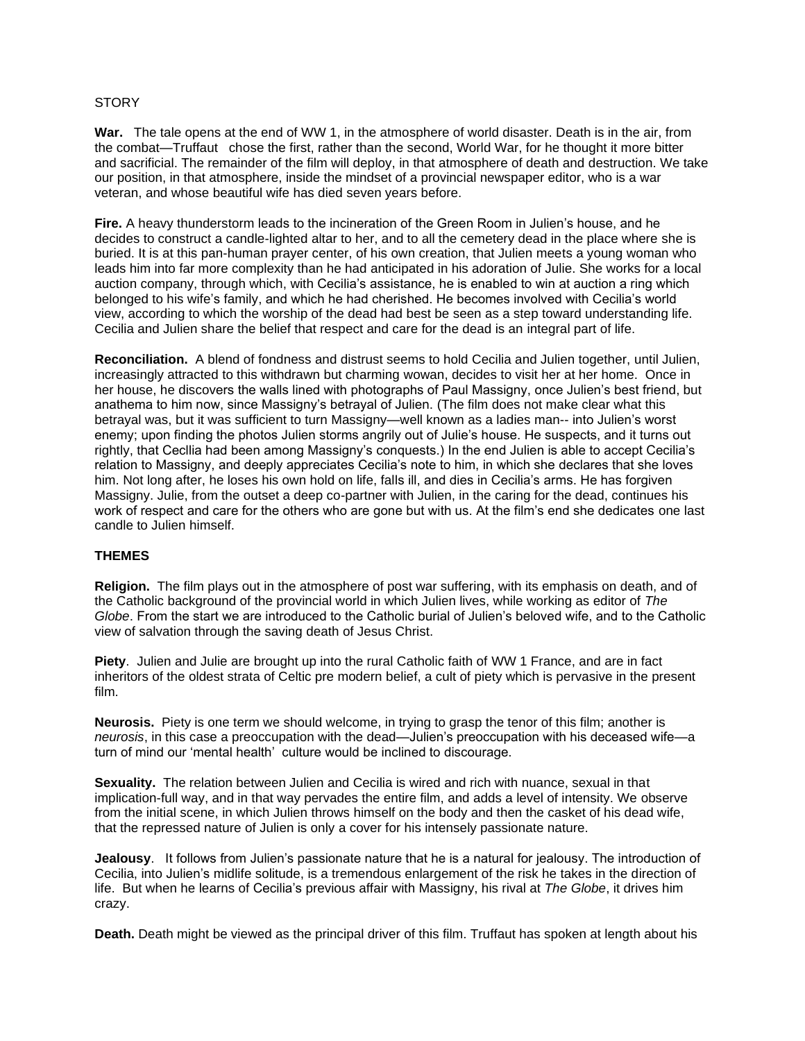STORY

**War.** The tale opens at the end of WW 1, in the atmosphere of world disaster. Death is in the air, from the combat—Truffaut chose the first, rather than the second, World War, for he thought it more bitter and sacrificial. The remainder of the film will deploy, in that atmosphere of death and destruction. We take our position, in that atmosphere, inside the mindset of a provincial newspaper editor, who is a war veteran, and whose beautiful wife has died seven years before.

**Fire.** A heavy thunderstorm leads to the incineration of the Green Room in Julien's house, and he decides to construct a candle-lighted altar to her, and to all the cemetery dead in the place where she is buried. It is at this pan-human prayer center, of his own creation, that Julien meets a young woman who leads him into far more complexity than he had anticipated in his adoration of Julie. She works for a local auction company, through which, with Cecilia's assistance, he is enabled to win at auction a ring which belonged to his wife's family, and which he had cherished. He becomes involved with Cecilia's world view, according to which the worship of the dead had best be seen as a step toward understanding life. Cecilia and Julien share the belief that respect and care for the dead is an integral part of life.

**Reconciliation.** A blend of fondness and distrust seems to hold Cecilia and Julien together, until Julien, increasingly attracted to this withdrawn but charming wowan, decides to visit her at her home. Once in her house, he discovers the walls lined with photographs of Paul Massigny, once Julien's best friend, but anathema to him now, since Massigny's betrayal of Julien. (The film does not make clear what this betrayal was, but it was sufficient to turn Massigny—well known as a ladies man-- into Julien's worst enemy; upon finding the photos Julien storms angrily out of Julie's house. He suspects, and it turns out rightly, that Cecllia had been among Massigny's conquests.) In the end Julien is able to accept Cecilia's relation to Massigny, and deeply appreciates Cecilia's note to him, in which she declares that she loves him. Not long after, he loses his own hold on life, falls ill, and dies in Cecilia's arms. He has forgiven Massigny. Julie, from the outset a deep co-partner with Julien, in the caring for the dead, continues his work of respect and care for the others who are gone but with us. At the film's end she dedicates one last candle to Julien himself.

**THEMES**

**Religion.** The film plays out in the atmosphere of post war suffering, with its emphasis on death, and of the Catholic background of the provincial world in which Julien lives, while working as editor of *The Globe*. From the start we are introduced to the Catholic burial of Julien's beloved wife, and to the Catholic view of salvation through the saving death of Jesus Christ.

**Piety**. Julien and Julie are brought up into the rural Catholic faith of WW 1 France, and are in fact inheritors of the oldest strata of Celtic pre modern belief, a cult of piety which is pervasive in the present film.

**Neurosis.** Piety is one term we should welcome, in trying to grasp the tenor of this film; another is *neurosis*, in this case a preoccupation with the dead—Julien's preoccupation with his deceased wife—a turn of mind our 'mental health' culture would be inclined to discourage.

**Sexuality.** The relation between Julien and Cecilia is wired and rich with nuance, sexual in that implication-full way, and in that way pervades the entire film, and adds a level of intensity. We observe from the initial scene, in which Julien throws himself on the body and then the casket of his dead wife, that the repressed nature of Julien is only a cover for his intensely passionate nature.

**Jealousy**. It follows from Julien's passionate nature that he is a natural for jealousy. The introduction of Cecilia, into Julien's midlife solitude, is a tremendous enlargement of the risk he takes in the direction of life. But when he learns of Cecilia's previous affair with Massigny, his rival at *The Globe*, it drives him crazy.

**Death.** Death might be viewed as the principal driver of this film. Truffaut has spoken at length about his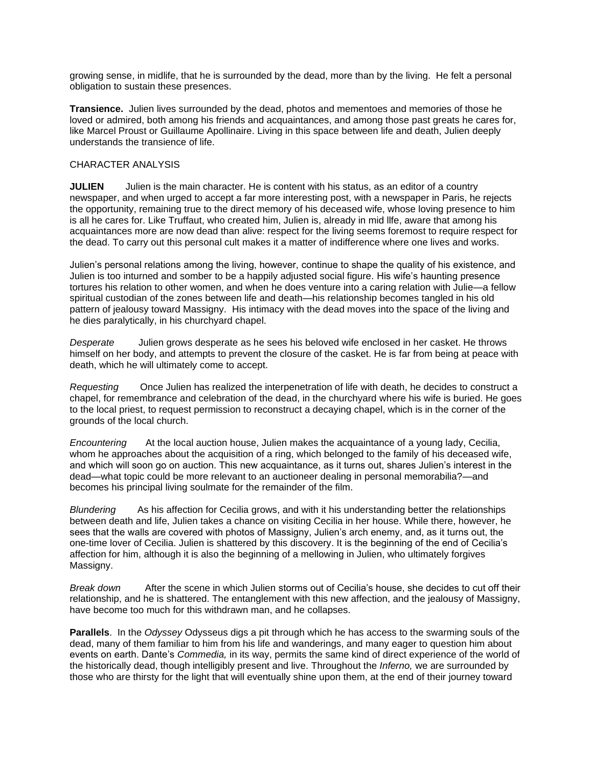growing sense, in midlife, that he is surrounded by the dead, more than by the living. He felt a personal obligation to sustain these presences.

**Transience.** Julien lives surrounded by the dead, photos and mementoes and memories of those he loved or admired, both among his friends and acquaintances, and among those past greats he cares for, like Marcel Proust or Guillaume Apollinaire. Living in this space between life and death, Julien deeply understands the transience of life.

CHARACTER ANALYSIS

**JULIEN** Julien is the main character. He is content with his status, as an editor of a country newspaper, and when urged to accept a far more interesting post, with a newspaper in Paris, he rejects the opportunity, remaining true to the direct memory of his deceased wife, whose loving presence to him is all he cares for. Like Truffaut, who created him, Julien is, already in mid llfe, aware that among his acquaintances more are now dead than alive: respect for the living seems foremost to require respect for the dead. To carry out this personal cult makes it a matter of indifference where one lives and works.

Julien's personal relations among the living, however, continue to shape the quality of his existence, and Julien is too inturned and somber to be a happily adjusted social figure. His wife's haunting presence tortures his relation to other women, and when he does venture into a caring relation with Julie—a fellow spiritual custodian of the zones between life and death—his relationship becomes tangled in his old pattern of jealousy toward Massigny. His intimacy with the dead moves into the space of the living and he dies paralytically, in his churchyard chapel.

*Desperate* Julien grows desperate as he sees his beloved wife enclosed in her casket. He throws himself on her body, and attempts to prevent the closure of the casket. He is far from being at peace with death, which he will ultimately come to accept.

*Requesting* Once Julien has realized the interpenetration of life with death, he decides to construct a chapel, for remembrance and celebration of the dead, in the churchyard where his wife is buried. He goes to the local priest, to request permission to reconstruct a decaying chapel, which is in the corner of the grounds of the local church.

*Encountering* At the local auction house, Julien makes the acquaintance of a young lady, Cecilia, whom he approaches about the acquisition of a ring, which belonged to the family of his deceased wife, and which will soon go on auction. This new acquaintance, as it turns out, shares Julien's interest in the dead—what topic could be more relevant to an auctioneer dealing in personal memorabilia?—and becomes his principal living soulmate for the remainder of the film.

*Blundering* As his affection for Cecilia grows, and with it his understanding better the relationships between death and life, Julien takes a chance on visiting Cecilia in her house. While there, however, he sees that the walls are covered with photos of Massigny, Julien's arch enemy, and, as it turns out, the one-time lover of Cecilia. Julien is shattered by this discovery. It is the beginning of the end of Cecilia's affection for him, although it is also the beginning of a mellowing in Julien, who ultimately forgives Massigny.

*Break down* After the scene in which Julien storms out of Cecilia's house, she decides to cut off their relationship, and he is shattered. The entanglement with this new affection, and the jealousy of Massigny, have become too much for this withdrawn man, and he collapses.

**Parallels**. In the *Odyssey* Odysseus digs a pit through which he has access to the swarming souls of the dead, many of them familiar to him from his life and wanderings, and many eager to question him about events on earth. Dante's *Commedia,* in its way, permits the same kind of direct experience of the world of the historically dead, though intelligibly present and live. Throughout the *Inferno,* we are surrounded by those who are thirsty for the light that will eventually shine upon them, at the end of their journey toward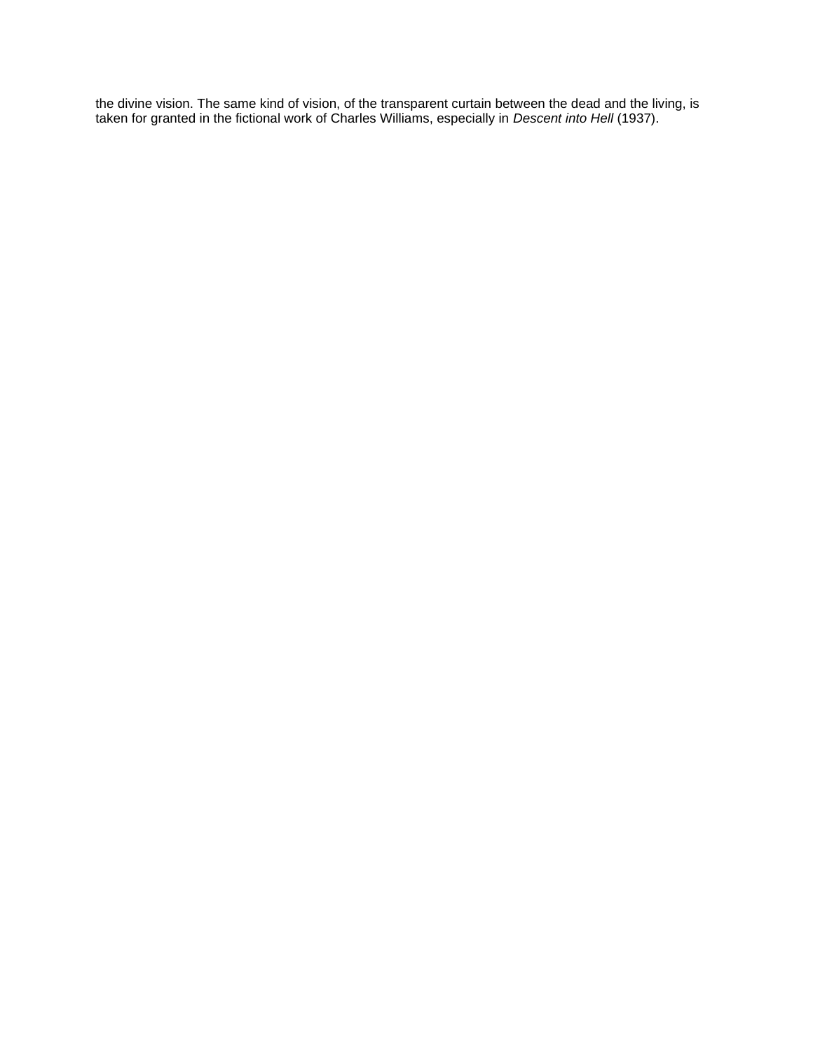the divine vision. The same kind of vision, of the transparent curtain between the dead and the living, is taken for granted in the fictional work of Charles Williams, especially in *Descent into Hell* (1937).